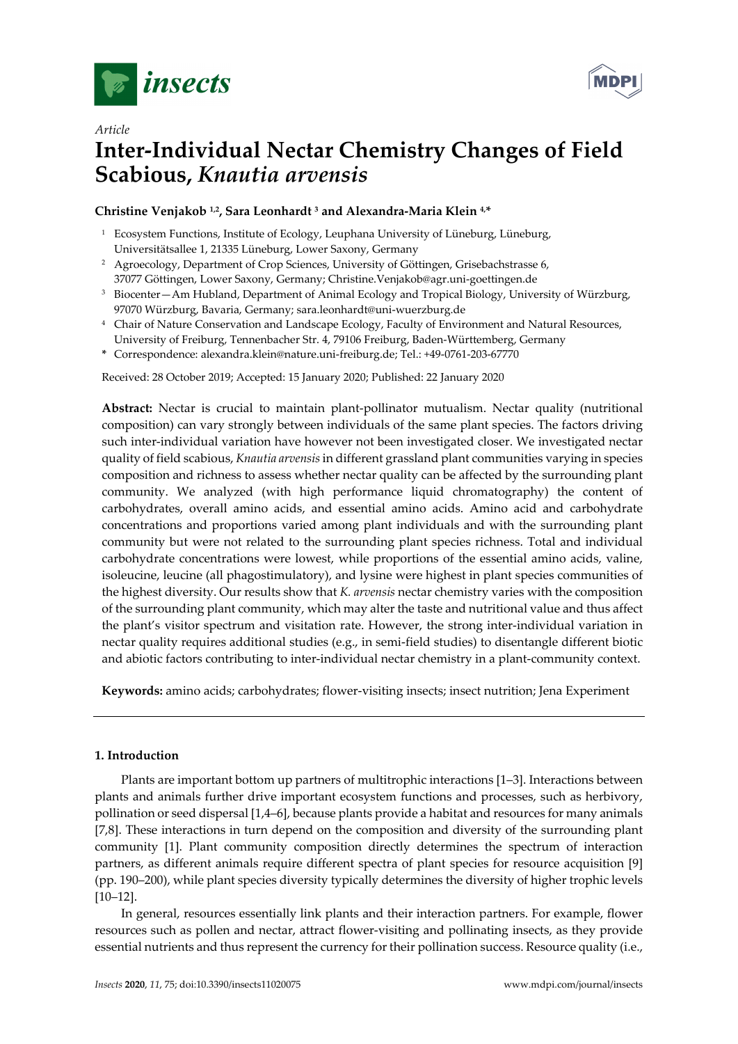*Article*

# Inter-Individual Nectar Chemistry Changes of Field Scabious, *Knautia arvensis*

**Christine Venjakob [1,2], Sara Leonhardt [3] and Alexandra-Maria Klein [4,*]**

[1] Ecosystem Functions, Institute of Ecology, Leuphana University of Lüneburg, Lüneburg, Universitätsallee 1, 21335 Lüneburg, Lower Saxony, Germany

[2] Agroecology, Department of Crop Sciences, University of Göttingen, Grisebachstrasse 6, 37077 Göttingen, Lower Saxony, Germany; Christine.Venjakob@agr.uni-goettingen.de

[3] Biocenter—Am Hubland, Department of Animal Ecology and Tropical Biology, University of Würzburg, 97070 Würzburg, Bavaria, Germany; sara.leonhardt@uni-wuerzburg.de

[4] Chair of Nature Conservation and Landscape Ecology, Faculty of Environment and Natural Resources, University of Freiburg, Tennenbacher Str. 4, 79106 Freiburg, Baden-Württemberg, Germany

* Correspondence: alexandra.klein@nature.uni-freiburg.de; Tel.: +49-0761-203-67770

Received: 28 October 2019; Accepted: 15 January 2020; Published: 22 January 2020

**Abstract:** Nectar is crucial to maintain plant-pollinator mutualism. Nectar quality (nutritional composition) can vary strongly between individuals of the same plant species. The factors driving such inter-individual variation have however not been investigated closer. We investigated nectar quality of field scabious, *Knautia arvensis* in different grassland plant communities varying in species composition and richness to assess whether nectar quality can be affected by the surrounding plant community. We analyzed (with high performance liquid chromatography) the content of carbohydrates, overall amino acids, and essential amino acids. Amino acid and carbohydrate concentrations and proportions varied among plant individuals and with the surrounding plant community but were not related to the surrounding plant species richness. Total and individual carbohydrate concentrations were lowest, while proportions of the essential amino acids, valine, isoleucine, leucine (all phagostimulatory), and lysine were highest in plant species communities of the highest diversity. Our results show that *K. arvensis* nectar chemistry varies with the composition of the surrounding plant community, which may alter the taste and nutritional value and thus affect the plant's visitor spectrum and visitation rate. However, the strong inter-individual variation in nectar quality requires additional studies (e.g., in semi-field studies) to disentangle different biotic and abiotic factors contributing to inter-individual nectar chemistry in a plant-community context.

**Keywords:** amino acids; carbohydrates; flower-visiting insects; insect nutrition; Jena Experiment

## 1. Introduction

Plants are important bottom up partners of multitrophic interactions [1–3]. Interactions between plants and animals further drive important ecosystem functions and processes, such as herbivory, pollination or seed dispersal [1,4–6], because plants provide a habitat and resources for many animals [7,8]. These interactions in turn depend on the composition and diversity of the surrounding plant community [1]. Plant community composition directly determines the spectrum of interaction partners, as different animals require different spectra of plant species for resource acquisition [9] (pp. 190–200), while plant species diversity typically determines the diversity of higher trophic levels [10–12].

In general, resources essentially link plants and their interaction partners. For example, flower resources such as pollen and nectar, attract flower-visiting and pollinating insects, as they provide essential nutrients and thus represent the currency for their pollination success. Resource quality (i.e.,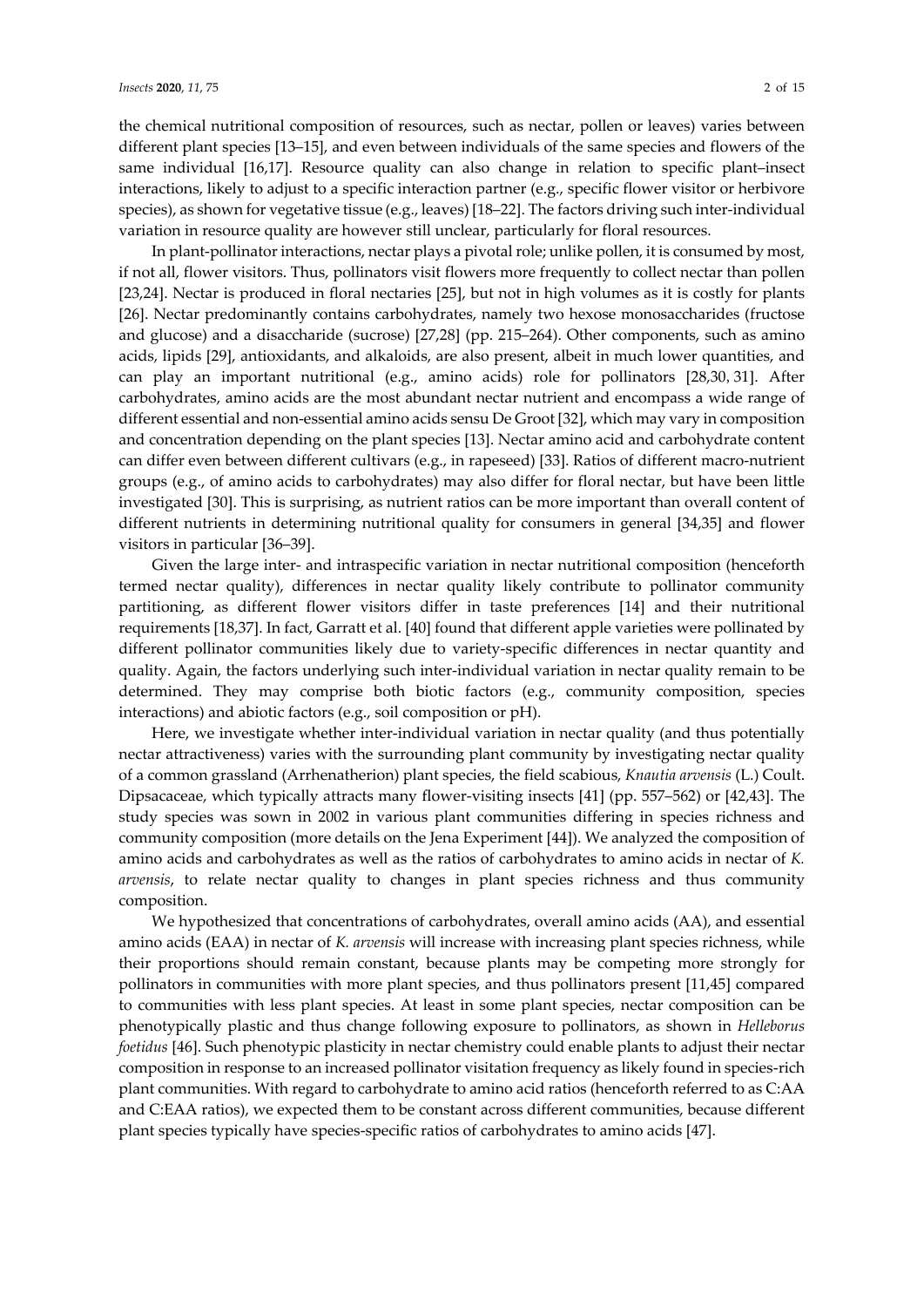the chemical nutritional composition of resources, such as nectar, pollen or leaves) varies between different plant species [13–15], and even between individuals of the same species and flowers of the same individual [16,17]. Resource quality can also change in relation to specific plant–insect interactions, likely to adjust to a specific interaction partner (e.g., specific flower visitor or herbivore species), as shown for vegetative tissue (e.g., leaves) [18–22]. The factors driving such inter-individual variation in resource quality are however still unclear, particularly for floral resources.

In plant-pollinator interactions, nectar plays a pivotal role; unlike pollen, it is consumed by most, if not all, flower visitors. Thus, pollinators visit flowers more frequently to collect nectar than pollen [23,24]. Nectar is produced in floral nectaries [25], but not in high volumes as it is costly for plants [26]. Nectar predominantly contains carbohydrates, namely two hexose monosaccharides (fructose and glucose) and a disaccharide (sucrose) [27,28] (pp. 215–264). Other components, such as amino acids, lipids [29], antioxidants, and alkaloids, are also present, albeit in much lower quantities, and can play an important nutritional (e.g., amino acids) role for pollinators [28,30, 31]. After carbohydrates, amino acids are the most abundant nectar nutrient and encompass a wide range of different essential and non-essential amino acids sensu De Groot [32], which may vary in composition and concentration depending on the plant species [13]. Nectar amino acid and carbohydrate content can differ even between different cultivars (e.g., in rapeseed) [33]. Ratios of different macro-nutrient groups (e.g., of amino acids to carbohydrates) may also differ for floral nectar, but have been little investigated [30]. This is surprising, as nutrient ratios can be more important than overall content of different nutrients in determining nutritional quality for consumers in general [34,35] and flower visitors in particular [36–39].

Given the large inter- and intraspecific variation in nectar nutritional composition (henceforth termed nectar quality), differences in nectar quality likely contribute to pollinator community partitioning, as different flower visitors differ in taste preferences [14] and their nutritional requirements [18,37]. In fact, Garratt et al. [40] found that different apple varieties were pollinated by different pollinator communities likely due to variety-specific differences in nectar quantity and quality. Again, the factors underlying such inter-individual variation in nectar quality remain to be determined. They may comprise both biotic factors (e.g., community composition, species interactions) and abiotic factors (e.g., soil composition or pH).

Here, we investigate whether inter-individual variation in nectar quality (and thus potentially nectar attractiveness) varies with the surrounding plant community by investigating nectar quality of a common grassland (Arrhenatherion) plant species, the field scabious, *Knautia arvensis* (L.) Coult. Dipsacaceae, which typically attracts many flower-visiting insects [41] (pp. 557–562) or [42,43]. The study species was sown in 2002 in various plant communities differing in species richness and community composition (more details on the Jena Experiment [44]). We analyzed the composition of amino acids and carbohydrates as well as the ratios of carbohydrates to amino acids in nectar of *K. arvensis*, to relate nectar quality to changes in plant species richness and thus community composition.

We hypothesized that concentrations of carbohydrates, overall amino acids (AA), and essential amino acids (EAA) in nectar of *K. arvensis* will increase with increasing plant species richness, while their proportions should remain constant, because plants may be competing more strongly for pollinators in communities with more plant species, and thus pollinators present [11,45] compared to communities with less plant species. At least in some plant species, nectar composition can be phenotypically plastic and thus change following exposure to pollinators, as shown in *Helleborus foetidus* [46]. Such phenotypic plasticity in nectar chemistry could enable plants to adjust their nectar composition in response to an increased pollinator visitation frequency as likely found in species-rich plant communities. With regard to carbohydrate to amino acid ratios (henceforth referred to as C:AA and C:EAA ratios), we expected them to be constant across different communities, because different plant species typically have species-specific ratios of carbohydrates to amino acids [47].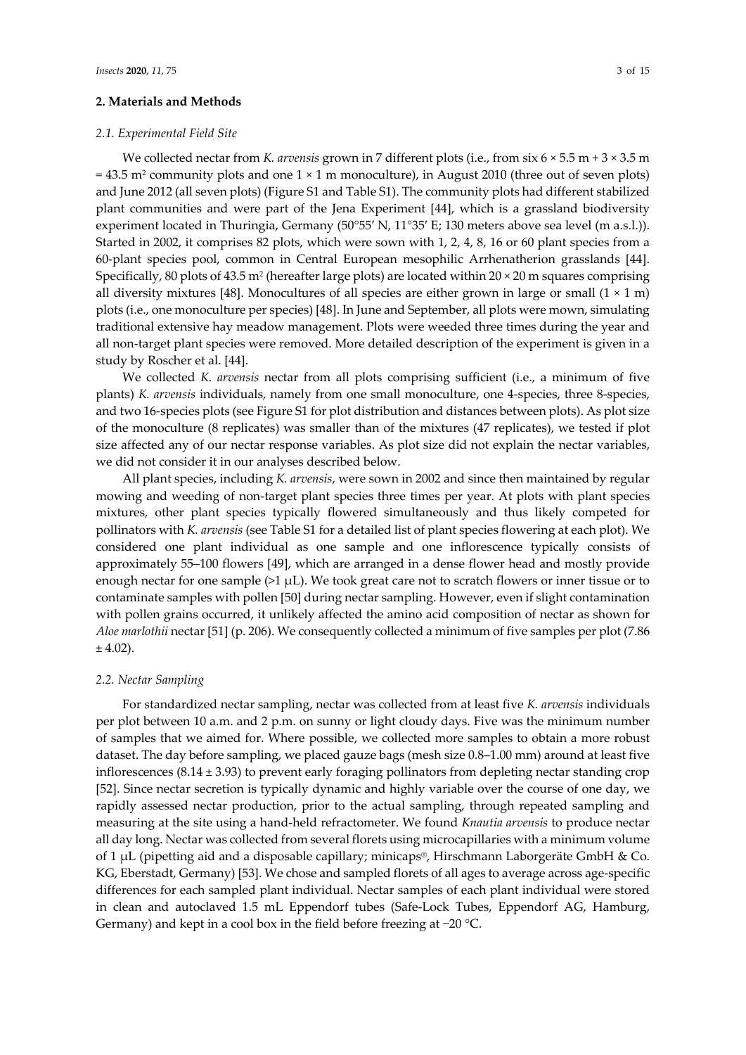## 2. Materials and Methods

### 2.1. Experimental Field Site

We collected nectar from *K. arvensis* grown in 7 different plots (i.e., from six $6 \times 5.5$ m + $3 \times 3.5$ m = 43.5 m$^2$ community plots and one $1 \times 1$ m monoculture), in August 2010 (three out of seven plots) and June 2012 (all seven plots) (Figure S1 and Table S1). The community plots had different stabilized plant communities and were part of the Jena Experiment [44], which is a grassland biodiversity experiment located in Thuringia, Germany (50°55′ N, 11°35′ E; 130 meters above sea level (m a.s.l.)). Started in 2002, it comprises 82 plots, which were sown with 1, 2, 4, 8, 16 or 60 plant species from a 60-plant species pool, common in Central European mesophilic Arrhenatherion grasslands [44]. Specifically, 80 plots of 43.5 m$^2$ (hereafter large plots) are located within $20 \times 20$ m squares comprising all diversity mixtures [48]. Monocultures of all species are either grown in large or small ($1 \times 1$ m) plots (i.e., one monoculture per species) [48]. In June and September, all plots were mown, simulating traditional extensive hay meadow management. Plots were weeded three times during the year and all non-target plant species were removed. More detailed description of the experiment is given in a study by Roscher et al. [44].

We collected *K. arvensis* nectar from all plots comprising sufficient (i.e., a minimum of five plants) *K. arvensis* individuals, namely from one small monoculture, one 4-species, three 8-species, and two 16-species plots (see Figure S1 for plot distribution and distances between plots). As plot size of the monoculture (8 replicates) was smaller than of the mixtures (47 replicates), we tested if plot size affected any of our nectar response variables. As plot size did not explain the nectar variables, we did not consider it in our analyses described below.

All plant species, including *K. arvensis*, were sown in 2002 and since then maintained by regular mowing and weeding of non-target plant species three times per year. At plots with plant species mixtures, other plant species typically flowered simultaneously and thus likely competed for pollinators with *K. arvensis* (see Table S1 for a detailed list of plant species flowering at each plot). We considered one plant individual as one sample and one inflorescence typically consists of approximately 55–100 flowers [49], which are arranged in a dense flower head and mostly provide enough nectar for one sample (>1 μL). We took great care not to scratch flowers or inner tissue or to contaminate samples with pollen [50] during nectar sampling. However, even if slight contamination with pollen grains occurred, it unlikely affected the amino acid composition of nectar as shown for *Aloe marlothii* nectar [51] (p. 206). We consequently collected a minimum of five samples per plot ($7.86 \pm 4.02$).

### 2.2. Nectar Sampling

For standardized nectar sampling, nectar was collected from at least five *K. arvensis* individuals per plot between 10 a.m. and 2 p.m. on sunny or light cloudy days. Five was the minimum number of samples that we aimed for. Where possible, we collected more samples to obtain a more robust dataset. The day before sampling, we placed gauze bags (mesh size 0.8–1.00 mm) around at least five inflorescences ($8.14 \pm 3.93$) to prevent early foraging pollinators from depleting nectar standing crop [52]. Since nectar secretion is typically dynamic and highly variable over the course of one day, we rapidly assessed nectar production, prior to the actual sampling, through repeated sampling and measuring at the site using a hand-held refractometer. We found *Knautia arvensis* to produce nectar all day long. Nectar was collected from several florets using microcapillaries with a minimum volume of 1 μL (pipetting aid and a disposable capillary; minicaps®, Hirschmann Laborgeräte GmbH & Co. KG, Eberstadt, Germany) [53]. We chose and sampled florets of all ages to average across age-specific differences for each sampled plant individual. Nectar samples of each plant individual were stored in clean and autoclaved 1.5 mL Eppendorf tubes (Safe-Lock Tubes, Eppendorf AG, Hamburg, Germany) and kept in a cool box in the field before freezing at −20 °C.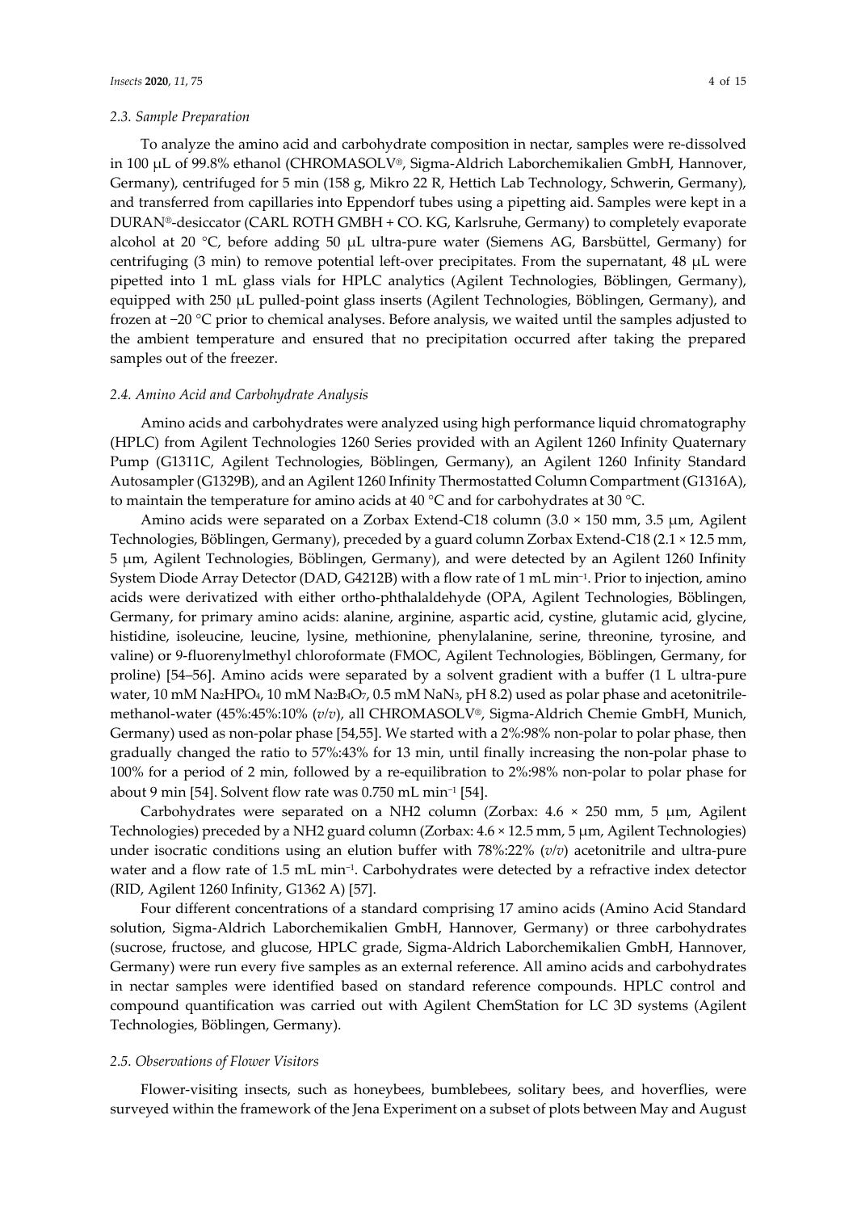### 2.3. Sample Preparation

To analyze the amino acid and carbohydrate composition in nectar, samples were re-dissolved in 100 µL of 99.8% ethanol (CHROMASOLV®, Sigma-Aldrich Laborchemikalien GmbH, Hannover, Germany), centrifuged for 5 min (158 g, Mikro 22 R, Hettich Lab Technology, Schwerin, Germany), and transferred from capillaries into Eppendorf tubes using a pipetting aid. Samples were kept in a DURAN®-desiccator (CARL ROTH GMBH + CO. KG, Karlsruhe, Germany) to completely evaporate alcohol at 20 °C, before adding 50 µL ultra-pure water (Siemens AG, Barsbüttel, Germany) for centrifuging (3 min) to remove potential left-over precipitates. From the supernatant, 48 µL were pipetted into 1 mL glass vials for HPLC analytics (Agilent Technologies, Böblingen, Germany), equipped with 250 µL pulled-point glass inserts (Agilent Technologies, Böblingen, Germany), and frozen at −20 °C prior to chemical analyses. Before analysis, we waited until the samples adjusted to the ambient temperature and ensured that no precipitation occurred after taking the prepared samples out of the freezer.

### 2.4. Amino Acid and Carbohydrate Analysis

Amino acids and carbohydrates were analyzed using high performance liquid chromatography (HPLC) from Agilent Technologies 1260 Series provided with an Agilent 1260 Infinity Quaternary Pump (G1311C, Agilent Technologies, Böblingen, Germany), an Agilent 1260 Infinity Standard Autosampler (G1329B), and an Agilent 1260 Infinity Thermostatted Column Compartment (G1316A), to maintain the temperature for amino acids at 40 °C and for carbohydrates at 30 °C.

Amino acids were separated on a Zorbax Extend-C18 column (3.0 × 150 mm, 3.5 µm, Agilent Technologies, Böblingen, Germany), preceded by a guard column Zorbax Extend-C18 (2.1 × 12.5 mm, 5 µm, Agilent Technologies, Böblingen, Germany), and were detected by an Agilent 1260 Infinity System Diode Array Detector (DAD, G4212B) with a flow rate of 1 mL $min^{-1}$. Prior to injection, amino acids were derivatized with either ortho-phthalaldehyde (OPA, Agilent Technologies, Böblingen, Germany, for primary amino acids: alanine, arginine, aspartic acid, cystine, glutamic acid, glycine, histidine, isoleucine, leucine, lysine, methionine, phenylalanine, serine, threonine, tyrosine, and valine) or 9-fluorenylmethyl chloroformate (FMOC, Agilent Technologies, Böblingen, Germany, for proline) [54–56]. Amino acids were separated by a solvent gradient with a buffer (1 L ultra-pure water, 10 mM $Na_2HPO_4$, 10 mM $Na_2B_4O_7$, 0.5 mM $NaN_3$, pH 8.2) used as polar phase and acetonitrile-methanol-water (45%:45%:10% (*v*/*v*), all CHROMASOLV®, Sigma-Aldrich Chemie GmbH, Munich, Germany) used as non-polar phase [54,55]. We started with a 2%:98% non-polar to polar phase, then gradually changed the ratio to 57%:43% for 13 min, until finally increasing the non-polar phase to 100% for a period of 2 min, followed by a re-equilibration to 2%:98% non-polar to polar phase for about 9 min [54]. Solvent flow rate was 0.750 mL $min^{-1}$ [54].

Carbohydrates were separated on a NH2 column (Zorbax: 4.6 × 250 mm, 5 µm, Agilent Technologies) preceded by a NH2 guard column (Zorbax: 4.6 × 12.5 mm, 5 µm, Agilent Technologies) under isocratic conditions using an elution buffer with 78%:22% (*v*/*v*) acetonitrile and ultra-pure water and a flow rate of 1.5 mL $min^{-1}$. Carbohydrates were detected by a refractive index detector (RID, Agilent 1260 Infinity, G1362 A) [57].

Four different concentrations of a standard comprising 17 amino acids (Amino Acid Standard solution, Sigma-Aldrich Laborchemikalien GmbH, Hannover, Germany) or three carbohydrates (sucrose, fructose, and glucose, HPLC grade, Sigma-Aldrich Laborchemikalien GmbH, Hannover, Germany) were run every five samples as an external reference. All amino acids and carbohydrates in nectar samples were identified based on standard reference compounds. HPLC control and compound quantification was carried out with Agilent ChemStation for LC 3D systems (Agilent Technologies, Böblingen, Germany).

### 2.5. Observations of Flower Visitors

Flower-visiting insects, such as honeybees, bumblebees, solitary bees, and hoverflies, were surveyed within the framework of the Jena Experiment on a subset of plots between May and August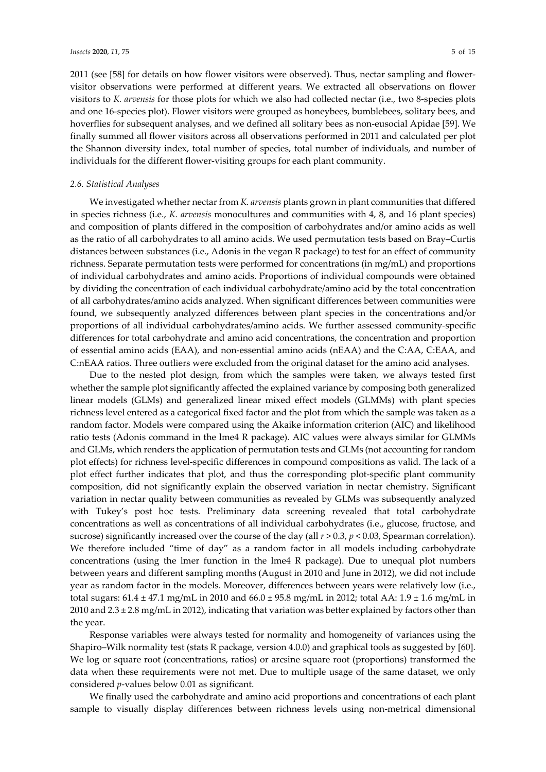2011 (see [58] for details on how flower visitors were observed). Thus, nectar sampling and flower-visitor observations were performed at different years. We extracted all observations on flower visitors to *K. arvensis* for those plots for which we also had collected nectar (i.e., two 8-species plots and one 16-species plot). Flower visitors were grouped as honeybees, bumblebees, solitary bees, and hoverflies for subsequent analyses, and we defined all solitary bees as non-eusocial Apidae [59]. We finally summed all flower visitors across all observations performed in 2011 and calculated per plot the Shannon diversity index, total number of species, total number of individuals, and number of individuals for the different flower-visiting groups for each plant community.

### *2.6. Statistical Analyses*

We investigated whether nectar from *K. arvensis* plants grown in plant communities that differed in species richness (i.e., *K. arvensis* monocultures and communities with 4, 8, and 16 plant species) and composition of plants differed in the composition of carbohydrates and/or amino acids as well as the ratio of all carbohydrates to all amino acids. We used permutation tests based on Bray–Curtis distances between substances (i.e., Adonis in the vegan R package) to test for an effect of community richness. Separate permutation tests were performed for concentrations (in mg/mL) and proportions of individual carbohydrates and amino acids. Proportions of individual compounds were obtained by dividing the concentration of each individual carbohydrate/amino acid by the total concentration of all carbohydrates/amino acids analyzed. When significant differences between communities were found, we subsequently analyzed differences between plant species in the concentrations and/or proportions of all individual carbohydrates/amino acids. We further assessed community-specific differences for total carbohydrate and amino acid concentrations, the concentration and proportion of essential amino acids (EAA), and non-essential amino acids (nEAA) and the C:AA, C:EAA, and C:nEAA ratios. Three outliers were excluded from the original dataset for the amino acid analyses.

Due to the nested plot design, from which the samples were taken, we always tested first whether the sample plot significantly affected the explained variance by composing both generalized linear models (GLMs) and generalized linear mixed effect models (GLMMs) with plant species richness level entered as a categorical fixed factor and the plot from which the sample was taken as a random factor. Models were compared using the Akaike information criterion (AIC) and likelihood ratio tests (Adonis command in the lme4 R package). AIC values were always similar for GLMMs and GLMs, which renders the application of permutation tests and GLMs (not accounting for random plot effects) for richness level-specific differences in compound compositions as valid. The lack of a plot effect further indicates that plot, and thus the corresponding plot-specific plant community composition, did not significantly explain the observed variation in nectar chemistry. Significant variation in nectar quality between communities as revealed by GLMs was subsequently analyzed with Tukey's post hoc tests. Preliminary data screening revealed that total carbohydrate concentrations as well as concentrations of all individual carbohydrates (i.e., glucose, fructose, and sucrose) significantly increased over the course of the day (all $r > 0.3$, $p < 0.03$, Spearman correlation). We therefore included "time of day" as a random factor in all models including carbohydrate concentrations (using the lmer function in the lme4 R package). Due to unequal plot numbers between years and different sampling months (August in 2010 and June in 2012), we did not include year as random factor in the models. Moreover, differences between years were relatively low (i.e., total sugars: $61.4 \pm 47.1$ mg/mL in 2010 and $66.0 \pm 95.8$ mg/mL in 2012; total AA: $1.9 \pm 1.6$ mg/mL in 2010 and $2.3 \pm 2.8$ mg/mL in 2012), indicating that variation was better explained by factors other than the year.

Response variables were always tested for normality and homogeneity of variances using the Shapiro–Wilk normality test (stats R package, version 4.0.0) and graphical tools as suggested by [60]. We log or square root (concentrations, ratios) or arcsine square root (proportions) transformed the data when these requirements were not met. Due to multiple usage of the same dataset, we only considered *p*-values below 0.01 as significant.

We finally used the carbohydrate and amino acid proportions and concentrations of each plant sample to visually display differences between richness levels using non-metrical dimensional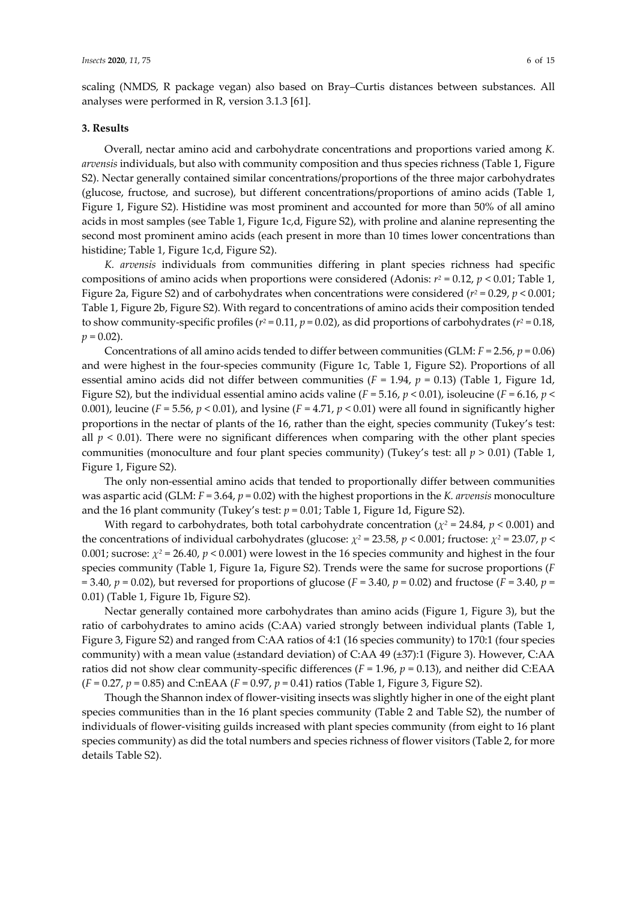scaling (NMDS, R package vegan) also based on Bray–Curtis distances between substances. All analyses were performed in R, version 3.1.3 [61].

**3. Results**

Overall, nectar amino acid and carbohydrate concentrations and proportions varied among *K. arvensis* individuals, but also with community composition and thus species richness (Table 1, Figure S2). Nectar generally contained similar concentrations/proportions of the three major carbohydrates (glucose, fructose, and sucrose), but different concentrations/proportions of amino acids (Table 1, Figure 1, Figure S2). Histidine was most prominent and accounted for more than 50% of all amino acids in most samples (see Table 1, Figure 1c,d, Figure S2), with proline and alanine representing the second most prominent amino acids (each present in more than 10 times lower concentrations than histidine; Table 1, Figure 1c,d, Figure S2).

*K. arvensis* individuals from communities differing in plant species richness had specific compositions of amino acids when proportions were considered (Adonis: $r^2 = 0.12$, $p < 0.01$; Table 1, Figure 2a, Figure S2) and of carbohydrates when concentrations were considered ($r^2 = 0.29$, $p < 0.001$; Table 1, Figure 2b, Figure S2). With regard to concentrations of amino acids their composition tended to show community-specific profiles ($r^2 = 0.11$, $p = 0.02$), as did proportions of carbohydrates ($r^2 = 0.18$, $p = 0.02$).

Concentrations of all amino acids tended to differ between communities (GLM: $F = 2.56$, $p = 0.06$) and were highest in the four-species community (Figure 1c, Table 1, Figure S2). Proportions of all essential amino acids did not differ between communities ($F = 1.94$, $p = 0.13$) (Table 1, Figure 1d, Figure S2), but the individual essential amino acids valine ($F = 5.16$, $p < 0.01$), isoleucine ($F = 6.16$, $p < 0.001$), leucine ($F = 5.56$, $p < 0.01$), and lysine ($F = 4.71$, $p < 0.01$) were all found in significantly higher proportions in the nectar of plants of the 16, rather than the eight, species community (Tukey's test: all $p < 0.01$). There were no significant differences when comparing with the other plant species communities (monoculture and four plant species community) (Tukey's test: all $p > 0.01$) (Table 1, Figure 1, Figure S2).

The only non-essential amino acids that tended to proportionally differ between communities was aspartic acid (GLM: $F = 3.64$, $p = 0.02$) with the highest proportions in the *K. arvensis* monoculture and the 16 plant community (Tukey's test: $p = 0.01$; Table 1, Figure 1d, Figure S2).

With regard to carbohydrates, both total carbohydrate concentration ($\chi^2 = 24.84$, $p < 0.001$) and the concentrations of individual carbohydrates (glucose: $\chi^2 = 23.58$, $p < 0.001$; fructose: $\chi^2 = 23.07$, $p < 0.001$; sucrose: $\chi^2 = 26.40$, $p < 0.001$) were lowest in the 16 species community and highest in the four species community (Table 1, Figure 1a, Figure S2). Trends were the same for sucrose proportions ($F = 3.40$, $p = 0.02$), but reversed for proportions of glucose ($F = 3.40$, $p = 0.02$) and fructose ($F = 3.40$, $p = 0.01$) (Table 1, Figure 1b, Figure S2).

Nectar generally contained more carbohydrates than amino acids (Figure 1, Figure 3), but the ratio of carbohydrates to amino acids (C:AA) varied strongly between individual plants (Table 1, Figure 3, Figure S2) and ranged from C:AA ratios of 4:1 (16 species community) to 170:1 (four species community) with a mean value (±standard deviation) of C:AA 49 (±37):1 (Figure 3). However, C:AA ratios did not show clear community-specific differences ($F = 1.96$, $p = 0.13$), and neither did C:EAA ($F = 0.27$, $p = 0.85$) and C:nEAA ($F = 0.97$, $p = 0.41$) ratios (Table 1, Figure 3, Figure S2).

Though the Shannon index of flower-visiting insects was slightly higher in one of the eight plant species communities than in the 16 plant species community (Table 2 and Table S2), the number of individuals of flower-visiting guilds increased with plant species community (from eight to 16 plant species community) as did the total numbers and species richness of flower visitors (Table 2, for more details Table S2).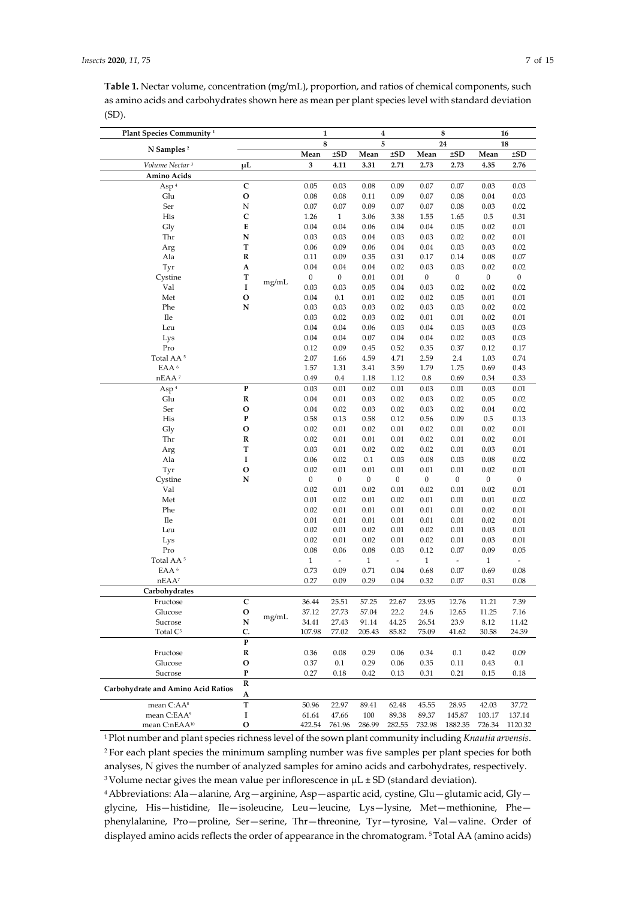**Table 1.** Nectar volume, concentration (mg/mL), proportion, and ratios of chemical components, such as amino acids and carbohydrates shown here as mean per plant species level with standard deviation (SD).

| Plant Species Community [1] | | | 1 | | 4 | | 8 | | 16 | |
|---|---|---|---|---|---|---|---|---|---|---|
| N Samples [2] | | | 8 | | 5 | | 24 | | 18 | |
| | | | Mean | ±SD | Mean | ±SD | Mean | ±SD | Mean | ±SD |
| *Volume Nectar* [3] | µL | | 3 | 4.11 | 3.31 | 2.71 | 2.73 | 2.73 | 4.35 | 2.76 |
| **Amino Acids** | | | | | | | | | | |
| Asp [4] | CONCENTRATION | mg/mL | 0.05 | 0.03 | 0.08 | 0.09 | 0.07 | 0.07 | 0.03 | 0.03 |
| Glu | | | 0.08 | 0.08 | 0.11 | 0.09 | 0.07 | 0.08 | 0.04 | 0.03 |
| Ser | | | 0.07 | 0.07 | 0.09 | 0.07 | 0.07 | 0.08 | 0.03 | 0.02 |
| His | | | 1.26 | 1 | 3.06 | 3.38 | 1.55 | 1.65 | 0.5 | 0.31 |
| Gly | | | 0.04 | 0.04 | 0.06 | 0.04 | 0.04 | 0.05 | 0.02 | 0.01 |
| Thr | | | 0.03 | 0.03 | 0.04 | 0.03 | 0.03 | 0.02 | 0.02 | 0.01 |
| Arg | | | 0.06 | 0.09 | 0.06 | 0.04 | 0.04 | 0.03 | 0.03 | 0.02 |
| Ala | | | 0.11 | 0.09 | 0.35 | 0.31 | 0.17 | 0.14 | 0.08 | 0.07 |
| Tyr | | | 0.04 | 0.04 | 0.04 | 0.02 | 0.03 | 0.03 | 0.02 | 0.02 |
| Cystine | | | 0 | 0 | 0.01 | 0.01 | 0 | 0 | 0 | 0 |
| Val | | | 0.03 | 0.03 | 0.05 | 0.04 | 0.03 | 0.02 | 0.02 | 0.02 |
| Met | | | 0.04 | 0.1 | 0.01 | 0.02 | 0.02 | 0.05 | 0.01 | 0.01 |
| Phe | | | 0.03 | 0.03 | 0.03 | 0.02 | 0.03 | 0.03 | 0.02 | 0.02 |
| Ile | | | 0.03 | 0.02 | 0.03 | 0.02 | 0.01 | 0.01 | 0.02 | 0.01 |
| Leu | | | 0.04 | 0.04 | 0.06 | 0.03 | 0.04 | 0.03 | 0.03 | 0.03 |
| Lys | | | 0.04 | 0.04 | 0.07 | 0.04 | 0.04 | 0.02 | 0.03 | 0.03 |
| Pro | | | 0.12 | 0.09 | 0.45 | 0.52 | 0.35 | 0.37 | 0.12 | 0.17 |
| Total AA [5] | | | 2.07 | 1.66 | 4.59 | 4.71 | 2.59 | 2.4 | 1.03 | 0.74 |
| EAA [6] | | | 1.57 | 1.31 | 3.41 | 3.59 | 1.79 | 1.75 | 0.69 | 0.43 |
| nEAA [7] | | | 0.49 | 0.4 | 1.18 | 1.12 | 0.8 | 0.69 | 0.34 | 0.33 |
| Asp [4] | PROPORTION | | 0.03 | 0.01 | 0.02 | 0.01 | 0.03 | 0.01 | 0.03 | 0.01 |
| Glu | | | 0.04 | 0.01 | 0.03 | 0.02 | 0.03 | 0.02 | 0.05 | 0.02 |
| Ser | | | 0.04 | 0.02 | 0.03 | 0.02 | 0.03 | 0.02 | 0.04 | 0.02 |
| His | | | 0.58 | 0.13 | 0.58 | 0.12 | 0.56 | 0.09 | 0.5 | 0.13 |
| Gly | | | 0.02 | 0.01 | 0.02 | 0.01 | 0.02 | 0.01 | 0.02 | 0.01 |
| Thr | | | 0.02 | 0.01 | 0.01 | 0.01 | 0.02 | 0.01 | 0.02 | 0.01 |
| Arg | | | 0.03 | 0.01 | 0.02 | 0.02 | 0.02 | 0.01 | 0.03 | 0.01 |
| Ala | | | 0.06 | 0.02 | 0.1 | 0.03 | 0.08 | 0.03 | 0.08 | 0.02 |
| Tyr | | | 0.02 | 0.01 | 0.01 | 0.01 | 0.01 | 0.01 | 0.02 | 0.01 |
| Cystine | | | 0 | 0 | 0 | 0 | 0 | 0 | 0 | 0 |
| Val | | | 0.02 | 0.01 | 0.02 | 0.01 | 0.02 | 0.01 | 0.02 | 0.01 |
| Met | | | 0.01 | 0.02 | 0.01 | 0.02 | 0.01 | 0.01 | 0.01 | 0.02 |
| Phe | | | 0.02 | 0.01 | 0.01 | 0.01 | 0.01 | 0.01 | 0.02 | 0.01 |
| Ile | | | 0.01 | 0.01 | 0.01 | 0.01 | 0.01 | 0.01 | 0.02 | 0.01 |
| Leu | | | 0.02 | 0.01 | 0.02 | 0.01 | 0.02 | 0.01 | 0.03 | 0.01 |
| Lys | | | 0.02 | 0.01 | 0.02 | 0.01 | 0.02 | 0.01 | 0.03 | 0.01 |
| Pro | | | 0.08 | 0.06 | 0.08 | 0.03 | 0.12 | 0.07 | 0.09 | 0.05 |
| Total AA [5] | | | 1 | - | 1 | - | 1 | - | 1 | - |
| EAA [6] | | | 0.73 | 0.09 | 0.71 | 0.04 | 0.68 | 0.07 | 0.69 | 0.08 |
| nEAA [7] | | | 0.27 | 0.09 | 0.29 | 0.04 | 0.32 | 0.07 | 0.31 | 0.08 |
| **Carbohydrates** | | | | | | | | | | |
| Fructose | CONC. | mg/mL | 36.44 | 25.51 | 57.25 | 22.67 | 23.95 | 12.76 | 11.21 | 7.39 |
| Glucose | | | 37.12 | 27.73 | 57.04 | 22.2 | 24.6 | 12.65 | 11.25 | 7.16 |
| Sucrose | | | 34.41 | 27.43 | 91.14 | 44.25 | 26.54 | 23.9 | 8.12 | 11.42 |
| Total C [5] | | | 107.98 | 77.02 | 205.43 | 85.82 | 75.09 | 41.62 | 30.58 | 24.39 |
| Fructose | PROPORTION | | 0.36 | 0.08 | 0.29 | 0.06 | 0.34 | 0.1 | 0.42 | 0.09 |
| Glucose | | | 0.37 | 0.1 | 0.29 | 0.06 | 0.35 | 0.11 | 0.43 | 0.1 |
| Sucrose | | | 0.27 | 0.18 | 0.42 | 0.13 | 0.31 | 0.21 | 0.15 | 0.18 |
| **Carbohydrate and Amino Acid Ratios** | | | | | | | | | | |
| mean C:AA [8] | | | 50.96 | 22.97 | 89.41 | 62.48 | 45.55 | 28.95 | 42.03 | 37.72 |
| mean C:EAA [9] | | | 61.64 | 47.66 | 100 | 89.38 | 89.37 | 145.87 | 103.17 | 137.14 |
| mean C:nEAA [10] | | | 422.54 | 761.96 | 286.99 | 282.55 | 732.98 | 1882.35 | 726.34 | 1120.32 |

[1] Plot number and plant species richness level of the sown plant community including *Knautia arvensis*.
[2] For each plant species the minimum sampling number was five samples per plant species for both analyses, N gives the number of analyzed samples for amino acids and carbohydrates, respectively.
[3] Volume nectar gives the mean value per inflorescence in µL ± SD (standard deviation).
[4] Abbreviations: Ala—alanine, Arg—arginine, Asp—aspartic acid, cystine, Glu—glutamic acid, Gly—glycine, His—histidine, Ile—isoleucine, Leu—leucine, Lys—lysine, Met—methionine, Phe—phenylalanine, Pro—proline, Ser—serine, Thr—threonine, Tyr—tyrosine, Val—valine. Order of displayed amino acids reflects the order of appearance in the chromatogram. [5] Total AA (amino acids)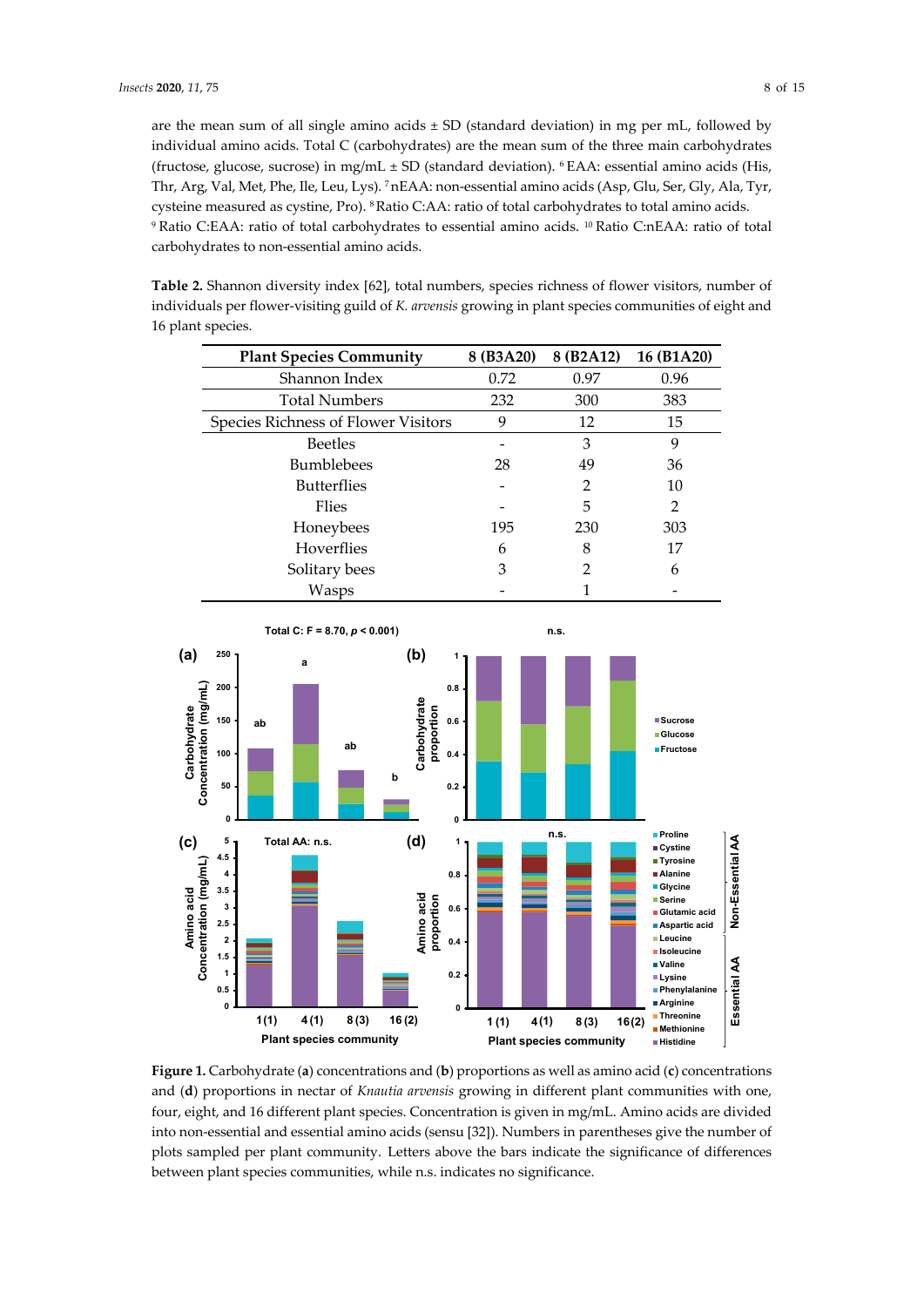are the mean sum of all single amino acids ± SD (standard deviation) in mg per mL, followed by individual amino acids. Total C (carbohydrates) are the mean sum of the three main carbohydrates (fructose, glucose, sucrose) in mg/mL ± SD (standard deviation). [6] EAA: essential amino acids (His, Thr, Arg, Val, Met, Phe, Ile, Leu, Lys). [7] nEAA: non-essential amino acids (Asp, Glu, Ser, Gly, Ala, Tyr, cysteine measured as cystine, Pro). [8] Ratio C:AA: ratio of total carbohydrates to total amino acids. [9] Ratio C:EAA: ratio of total carbohydrates to essential amino acids. [10] Ratio C:nEAA: ratio of total carbohydrates to non-essential amino acids.

**Table 2.** Shannon diversity index [62], total numbers, species richness of flower visitors, number of individuals per flower-visiting guild of *K. arvensis* growing in plant species communities of eight and 16 plant species.

| Plant Species Community | 8 (B3A20) | 8 (B2A12) | 16 (B1A20) |
|---|---|---|---|
| Shannon Index | 0.72 | 0.97 | 0.96 |
| Total Numbers | 232 | 300 | 383 |
| Species Richness of Flower Visitors | 9 | 12 | 15 |
| Beetles | - | 3 | 9 |
| Bumblebees | 28 | 49 | 36 |
| Butterflies | - | 2 | 10 |
| Flies | - | 5 | 2 |
| Honeybees | 195 | 230 | 303 |
| Hoverflies | 6 | 8 | 17 |
| Solitary bees | 3 | 2 | 6 |
| Wasps | - | 1 | - |

**Figure 1.** Carbohydrate (**a**) concentrations and (**b**) proportions as well as amino acid (**c**) concentrations and (**d**) proportions in nectar of *Knautia arvensis* growing in different plant communities with one, four, eight, and 16 different plant species. Concentration is given in mg/mL. Amino acids are divided into non-essential and essential amino acids (sensu [32]). Numbers in parentheses give the number of plots sampled per plant community. Letters above the bars indicate the significance of differences between plant species communities, while n.s. indicates no significance.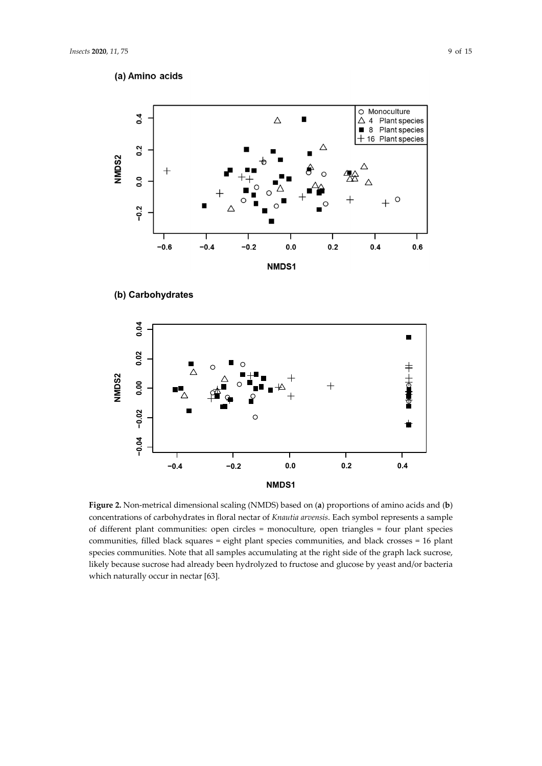**Figure 2.** Non-metrical dimensional scaling (NMDS) based on (**a**) proportions of amino acids and (**b**) concentrations of carbohydrates in floral nectar of *Knautia arvensis*. Each symbol represents a sample of different plant communities: open circles = monoculture, open triangles = four plant species communities, filled black squares = eight plant species communities, and black crosses = 16 plant species communities. Note that all samples accumulating at the right side of the graph lack sucrose, likely because sucrose had already been hydrolyzed to fructose and glucose by yeast and/or bacteria which naturally occur in nectar [63].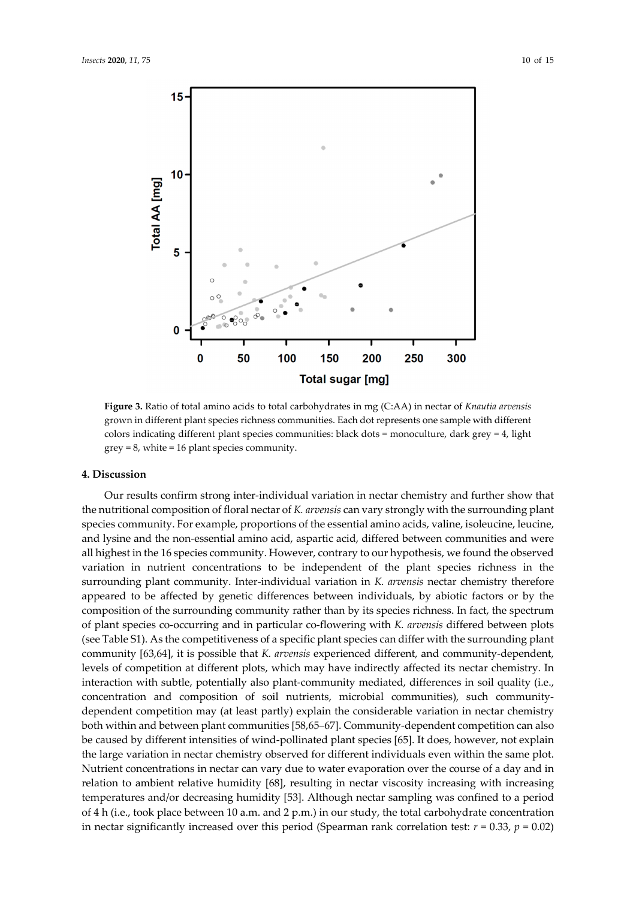**Figure 3.** Ratio of total amino acids to total carbohydrates in mg (C:AA) in nectar of *Knautia arvensis* grown in different plant species richness communities. Each dot represents one sample with different colors indicating different plant species communities: black dots = monoculture, dark grey = 4, light grey = 8, white = 16 plant species community.

## 4. Discussion

Our results confirm strong inter-individual variation in nectar chemistry and further show that the nutritional composition of floral nectar of *K. arvensis* can vary strongly with the surrounding plant species community. For example, proportions of the essential amino acids, valine, isoleucine, leucine, and lysine and the non-essential amino acid, aspartic acid, differed between communities and were all highest in the 16 species community. However, contrary to our hypothesis, we found the observed variation in nutrient concentrations to be independent of the plant species richness in the surrounding plant community. Inter-individual variation in *K. arvensis* nectar chemistry therefore appeared to be affected by genetic differences between individuals, by abiotic factors or by the composition of the surrounding community rather than by its species richness. In fact, the spectrum of plant species co-occurring and in particular co-flowering with *K. arvensis* differed between plots (see Table S1). As the competitiveness of a specific plant species can differ with the surrounding plant community [63,64], it is possible that *K. arvensis* experienced different, and community-dependent, levels of competition at different plots, which may have indirectly affected its nectar chemistry. In interaction with subtle, potentially also plant-community mediated, differences in soil quality (i.e., concentration and composition of soil nutrients, microbial communities), such community-dependent competition may (at least partly) explain the considerable variation in nectar chemistry both within and between plant communities [58,65–67]. Community-dependent competition can also be caused by different intensities of wind-pollinated plant species [65]. It does, however, not explain the large variation in nectar chemistry observed for different individuals even within the same plot. Nutrient concentrations in nectar can vary due to water evaporation over the course of a day and in relation to ambient relative humidity [68], resulting in nectar viscosity increasing with increasing temperatures and/or decreasing humidity [53]. Although nectar sampling was confined to a period of 4 h (i.e., took place between 10 a.m. and 2 p.m.) in our study, the total carbohydrate concentration in nectar significantly increased over this period (Spearman rank correlation test: $r = 0.33$, $p = 0.02$)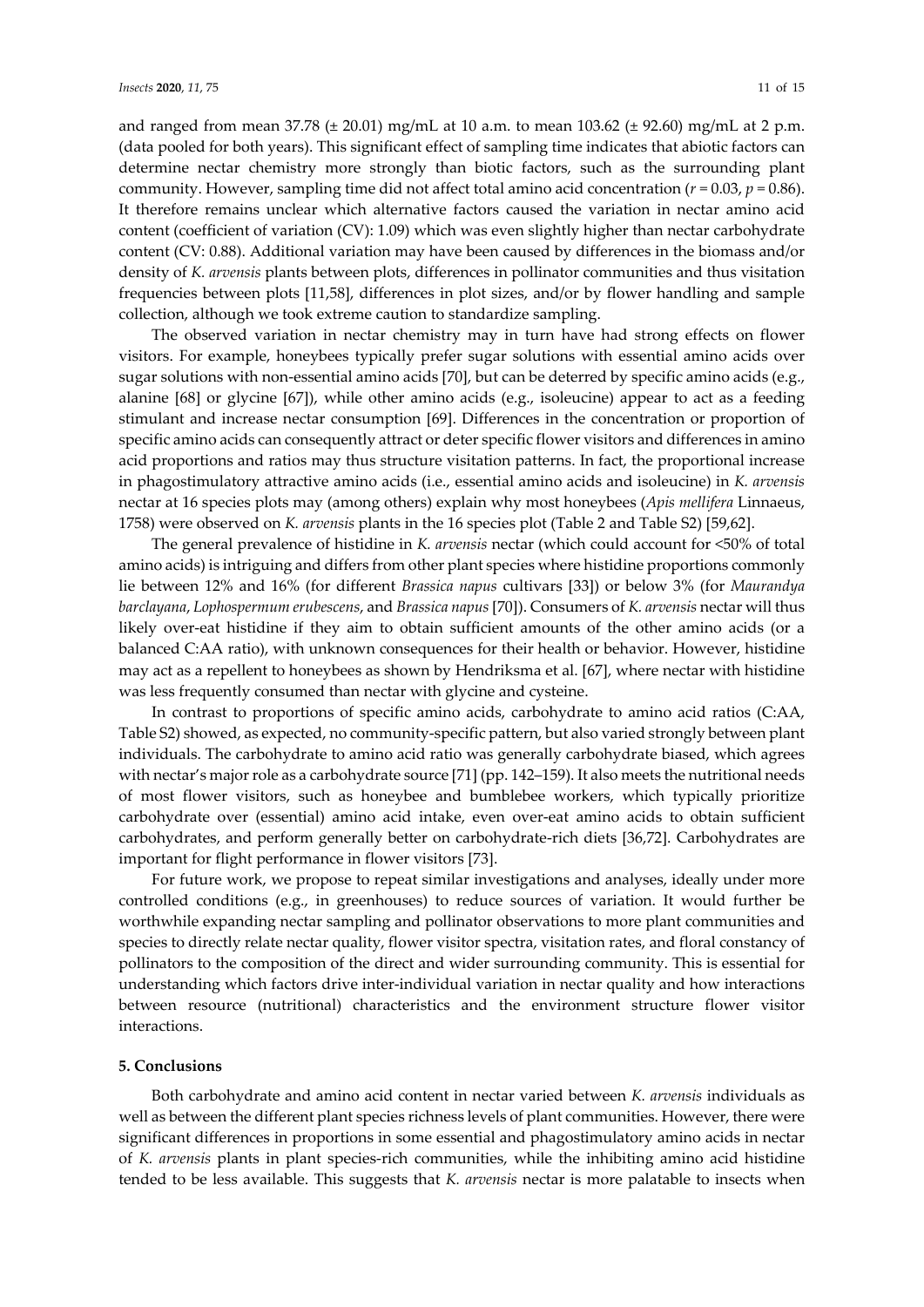and ranged from mean 37.78 (± 20.01) mg/mL at 10 a.m. to mean 103.62 (± 92.60) mg/mL at 2 p.m. (data pooled for both years). This significant effect of sampling time indicates that abiotic factors can determine nectar chemistry more strongly than biotic factors, such as the surrounding plant community. However, sampling time did not affect total amino acid concentration ($r = 0.03$, $p = 0.86$). It therefore remains unclear which alternative factors caused the variation in nectar amino acid content (coefficient of variation (CV): 1.09) which was even slightly higher than nectar carbohydrate content (CV: 0.88). Additional variation may have been caused by differences in the biomass and/or density of *K. arvensis* plants between plots, differences in pollinator communities and thus visitation frequencies between plots [11,58], differences in plot sizes, and/or by flower handling and sample collection, although we took extreme caution to standardize sampling.

The observed variation in nectar chemistry may in turn have had strong effects on flower visitors. For example, honeybees typically prefer sugar solutions with essential amino acids over sugar solutions with non-essential amino acids [70], but can be deterred by specific amino acids (e.g., alanine [68] or glycine [67]), while other amino acids (e.g., isoleucine) appear to act as a feeding stimulant and increase nectar consumption [69]. Differences in the concentration or proportion of specific amino acids can consequently attract or deter specific flower visitors and differences in amino acid proportions and ratios may thus structure visitation patterns. In fact, the proportional increase in phagostimulatory attractive amino acids (i.e., essential amino acids and isoleucine) in *K. arvensis* nectar at 16 species plots may (among others) explain why most honeybees (*Apis mellifera* Linnaeus, 1758) were observed on *K. arvensis* plants in the 16 species plot (Table 2 and Table S2) [59,62].

The general prevalence of histidine in *K. arvensis* nectar (which could account for <50% of total amino acids) is intriguing and differs from other plant species where histidine proportions commonly lie between 12% and 16% (for different *Brassica napus* cultivars [33]) or below 3% (for *Maurandya barclayana*, *Lophospermum erubescens*, and *Brassica napus* [70]). Consumers of *K. arvensis* nectar will thus likely over-eat histidine if they aim to obtain sufficient amounts of the other amino acids (or a balanced C:AA ratio), with unknown consequences for their health or behavior. However, histidine may act as a repellent to honeybees as shown by Hendriksma et al. [67], where nectar with histidine was less frequently consumed than nectar with glycine and cysteine.

In contrast to proportions of specific amino acids, carbohydrate to amino acid ratios (C:AA, Table S2) showed, as expected, no community-specific pattern, but also varied strongly between plant individuals. The carbohydrate to amino acid ratio was generally carbohydrate biased, which agrees with nectar's major role as a carbohydrate source [71] (pp. 142–159). It also meets the nutritional needs of most flower visitors, such as honeybee and bumblebee workers, which typically prioritize carbohydrate over (essential) amino acid intake, even over-eat amino acids to obtain sufficient carbohydrates, and perform generally better on carbohydrate-rich diets [36,72]. Carbohydrates are important for flight performance in flower visitors [73].

For future work, we propose to repeat similar investigations and analyses, ideally under more controlled conditions (e.g., in greenhouses) to reduce sources of variation. It would further be worthwhile expanding nectar sampling and pollinator observations to more plant communities and species to directly relate nectar quality, flower visitor spectra, visitation rates, and floral constancy of pollinators to the composition of the direct and wider surrounding community. This is essential for understanding which factors drive inter-individual variation in nectar quality and how interactions between resource (nutritional) characteristics and the environment structure flower visitor interactions.

## 5. Conclusions

Both carbohydrate and amino acid content in nectar varied between *K. arvensis* individuals as well as between the different plant species richness levels of plant communities. However, there were significant differences in proportions in some essential and phagostimulatory amino acids in nectar of *K. arvensis* plants in plant species-rich communities, while the inhibiting amino acid histidine tended to be less available. This suggests that *K. arvensis* nectar is more palatable to insects when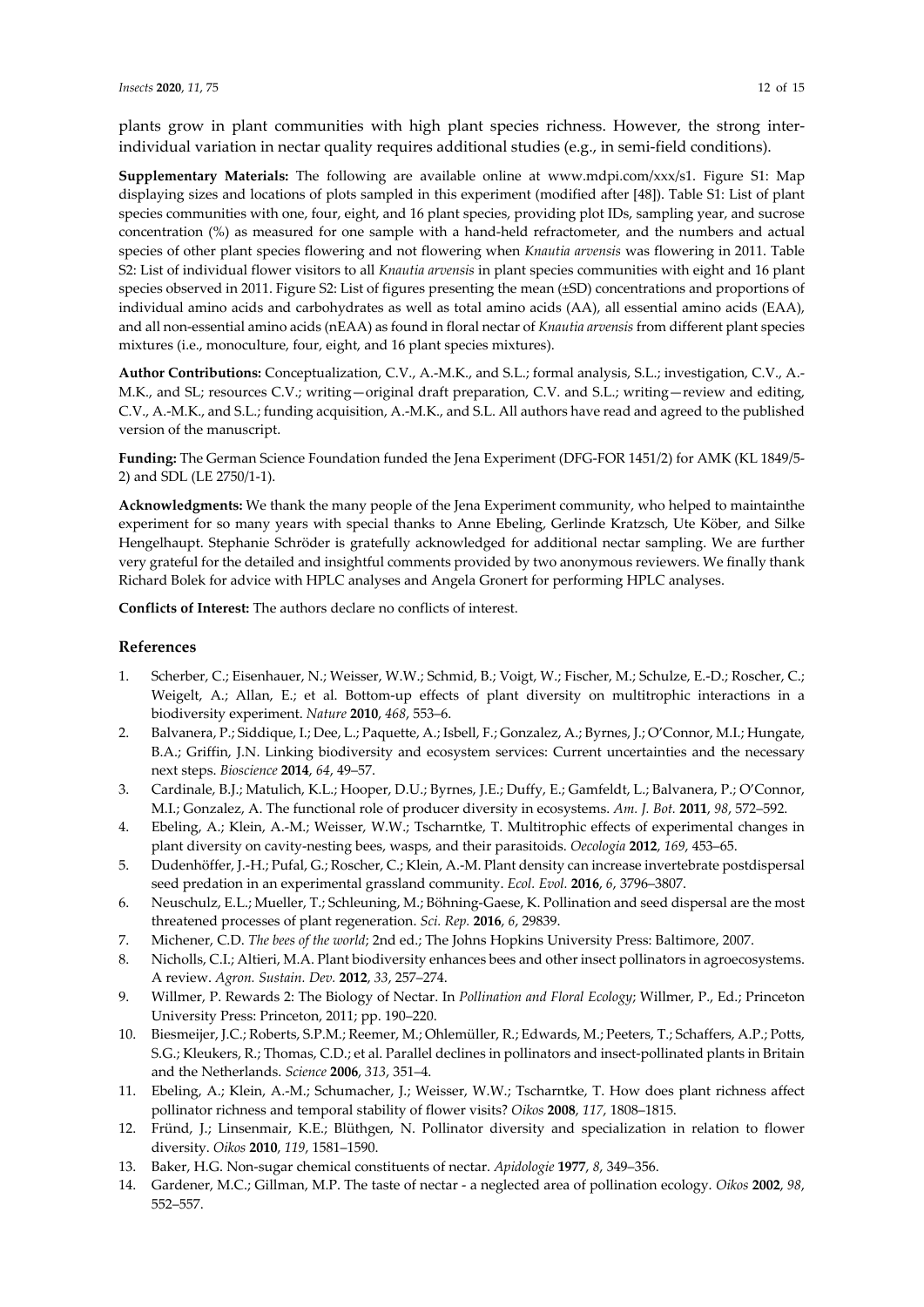plants grow in plant communities with high plant species richness. However, the strong inter-individual variation in nectar quality requires additional studies (e.g., in semi-field conditions).

**Supplementary Materials:** The following are available online at www.mdpi.com/xxx/s1. Figure S1: Map displaying sizes and locations of plots sampled in this experiment (modified after [48]). Table S1: List of plant species communities with one, four, eight, and 16 plant species, providing plot IDs, sampling year, and sucrose concentration (%) as measured for one sample with a hand-held refractometer, and the numbers and actual species of other plant species flowering and not flowering when *Knautia arvensis* was flowering in 2011. Table S2: List of individual flower visitors to all *Knautia arvensis* in plant species communities with eight and 16 plant species observed in 2011. Figure S2: List of figures presenting the mean (±SD) concentrations and proportions of individual amino acids and carbohydrates as well as total amino acids (AA), all essential amino acids (EAA), and all non-essential amino acids (nEAA) as found in floral nectar of *Knautia arvensis* from different plant species mixtures (i.e., monoculture, four, eight, and 16 plant species mixtures).

**Author Contributions:** Conceptualization, C.V., A.-M.K., and S.L.; formal analysis, S.L.; investigation, C.V., A.-M.K., and SL; resources C.V.; writing—original draft preparation, C.V. and S.L.; writing—review and editing, C.V., A.-M.K., and S.L.; funding acquisition, A.-M.K., and S.L. All authors have read and agreed to the published version of the manuscript.

**Funding:** The German Science Foundation funded the Jena Experiment (DFG-FOR 1451/2) for AMK (KL 1849/5-2) and SDL (LE 2750/1-1).

**Acknowledgments:** We thank the many people of the Jena Experiment community, who helped to maintainthe experiment for so many years with special thanks to Anne Ebeling, Gerlinde Kratzsch, Ute Köber, and Silke Hengelhaupt. Stephanie Schröder is gratefully acknowledged for additional nectar sampling. We are further very grateful for the detailed and insightful comments provided by two anonymous reviewers. We finally thank Richard Bolek for advice with HPLC analyses and Angela Gronert for performing HPLC analyses.

**Conflicts of Interest:** The authors declare no conflicts of interest.

## References

1. Scherber, C.; Eisenhauer, N.; Weisser, W.W.; Schmid, B.; Voigt, W.; Fischer, M.; Schulze, E.-D.; Roscher, C.; Weigelt, A.; Allan, E.; et al. Bottom-up effects of plant diversity on multitrophic interactions in a biodiversity experiment. *Nature* **2010**, *468*, 553–6.
2. Balvanera, P.; Siddique, I.; Dee, L.; Paquette, A.; Isbell, F.; Gonzalez, A.; Byrnes, J.; O'Connor, M.I.; Hungate, B.A.; Griffin, J.N. Linking biodiversity and ecosystem services: Current uncertainties and the necessary next steps. *Bioscience* **2014**, *64*, 49–57.
3. Cardinale, B.J.; Matulich, K.L.; Hooper, D.U.; Byrnes, J.E.; Duffy, E.; Gamfeldt, L.; Balvanera, P.; O'Connor, M.I.; Gonzalez, A. The functional role of producer diversity in ecosystems. *Am. J. Bot.* **2011**, *98*, 572–592.
4. Ebeling, A.; Klein, A.-M.; Weisser, W.W.; Tscharntke, T. Multitrophic effects of experimental changes in plant diversity on cavity-nesting bees, wasps, and their parasitoids. *Oecologia* **2012**, *169*, 453–65.
5. Dudenhöffer, J.-H.; Pufal, G.; Roscher, C.; Klein, A.-M. Plant density can increase invertebrate postdispersal seed predation in an experimental grassland community. *Ecol. Evol.* **2016**, *6*, 3796–3807.
6. Neuschulz, E.L.; Mueller, T.; Schleuning, M.; Böhning-Gaese, K. Pollination and seed dispersal are the most threatened processes of plant regeneration. *Sci. Rep.* **2016**, *6*, 29839.
7. Michener, C.D. *The bees of the world*; 2nd ed.; The Johns Hopkins University Press: Baltimore, 2007.
8. Nicholls, C.I.; Altieri, M.A. Plant biodiversity enhances bees and other insect pollinators in agroecosystems. A review. *Agron. Sustain. Dev.* **2012**, *33*, 257–274.
9. Willmer, P. Rewards 2: The Biology of Nectar. In *Pollination and Floral Ecology*; Willmer, P., Ed.; Princeton University Press: Princeton, 2011; pp. 190–220.
10. Biesmeijer, J.C.; Roberts, S.P.M.; Reemer, M.; Ohlemüller, R.; Edwards, M.; Peeters, T.; Schaffers, A.P.; Potts, S.G.; Kleukers, R.; Thomas, C.D.; et al. Parallel declines in pollinators and insect-pollinated plants in Britain and the Netherlands. *Science* **2006**, *313*, 351–4.
11. Ebeling, A.; Klein, A.-M.; Schumacher, J.; Weisser, W.W.; Tscharntke, T. How does plant richness affect pollinator richness and temporal stability of flower visits? *Oikos* **2008**, *117*, 1808–1815.
12. Fründ, J.; Linsenmair, K.E.; Blüthgen, N. Pollinator diversity and specialization in relation to flower diversity. *Oikos* **2010**, *119*, 1581–1590.
13. Baker, H.G. Non-sugar chemical constituents of nectar. *Apidologie* **1977**, *8*, 349–356.
14. Gardener, M.C.; Gillman, M.P. The taste of nectar - a neglected area of pollination ecology. *Oikos* **2002**, *98*, 552–557.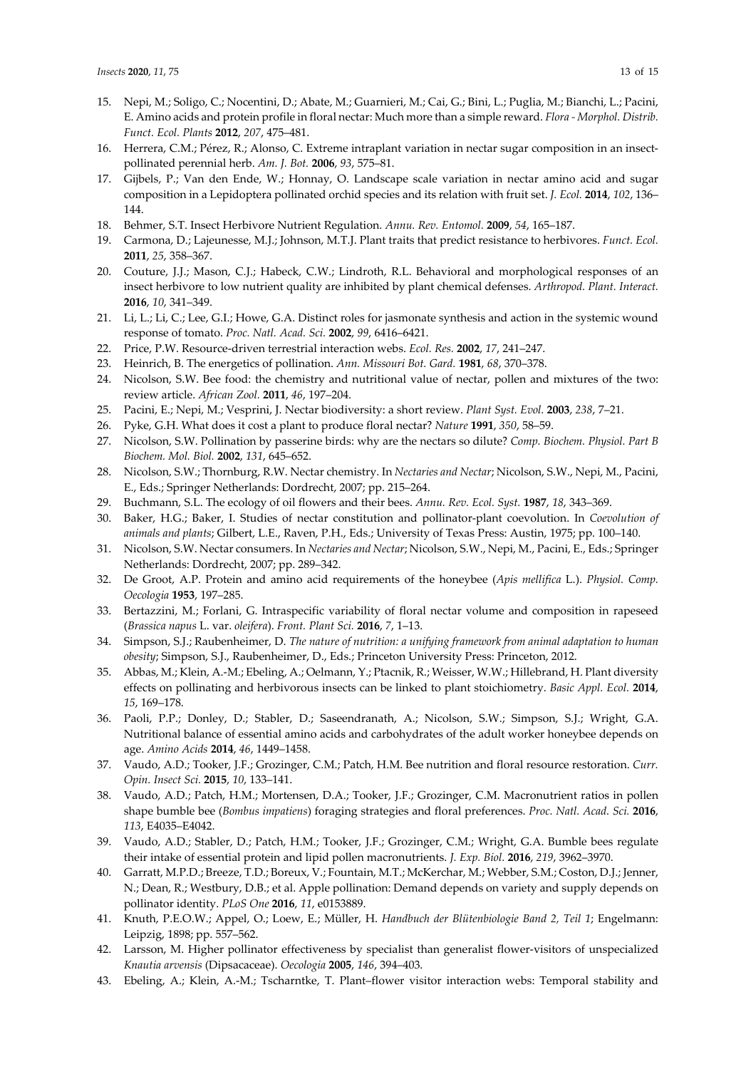15. Nepi, M.; Soligo, C.; Nocentini, D.; Abate, M.; Guarnieri, M.; Cai, G.; Bini, L.; Puglia, M.; Bianchi, L.; Pacini, E. Amino acids and protein profile in floral nectar: Much more than a simple reward. *Flora - Morphol. Distrib. Funct. Ecol. Plants* **2012**, *207*, 475–481.
16. Herrera, C.M.; Pérez, R.; Alonso, C. Extreme intraplant variation in nectar sugar composition in an insect-pollinated perennial herb. *Am. J. Bot.* **2006**, *93*, 575–81.
17. Gijbels, P.; Van den Ende, W.; Honnay, O. Landscape scale variation in nectar amino acid and sugar composition in a Lepidoptera pollinated orchid species and its relation with fruit set. *J. Ecol.* **2014**, *102*, 136–144.
18. Behmer, S.T. Insect Herbivore Nutrient Regulation. *Annu. Rev. Entomol.* **2009**, *54*, 165–187.
19. Carmona, D.; Lajeunesse, M.J.; Johnson, M.T.J. Plant traits that predict resistance to herbivores. *Funct. Ecol.* **2011**, *25*, 358–367.
20. Couture, J.J.; Mason, C.J.; Habeck, C.W.; Lindroth, R.L. Behavioral and morphological responses of an insect herbivore to low nutrient quality are inhibited by plant chemical defenses. *Arthropod. Plant. Interact.* **2016**, *10*, 341–349.
21. Li, L.; Li, C.; Lee, G.I.; Howe, G.A. Distinct roles for jasmonate synthesis and action in the systemic wound response of tomato. *Proc. Natl. Acad. Sci.* **2002**, *99*, 6416–6421.
22. Price, P.W. Resource-driven terrestrial interaction webs. *Ecol. Res.* **2002**, *17*, 241–247.
23. Heinrich, B. The energetics of pollination. *Ann. Missouri Bot. Gard.* **1981**, *68*, 370–378.
24. Nicolson, S.W. Bee food: the chemistry and nutritional value of nectar, pollen and mixtures of the two: review article. *African Zool.* **2011**, *46*, 197–204.
25. Pacini, E.; Nepi, M.; Vesprini, J. Nectar biodiversity: a short review. *Plant Syst. Evol.* **2003**, *238*, 7–21.
26. Pyke, G.H. What does it cost a plant to produce floral nectar? *Nature* **1991**, *350*, 58–59.
27. Nicolson, S.W. Pollination by passerine birds: why are the nectars so dilute? *Comp. Biochem. Physiol. Part B Biochem. Mol. Biol.* **2002**, *131*, 645–652.
28. Nicolson, S.W.; Thornburg, R.W. Nectar chemistry. In *Nectaries and Nectar*; Nicolson, S.W., Nepi, M., Pacini, E., Eds.; Springer Netherlands: Dordrecht, 2007; pp. 215–264.
29. Buchmann, S.L. The ecology of oil flowers and their bees. *Annu. Rev. Ecol. Syst.* **1987**, *18*, 343–369.
30. Baker, H.G.; Baker, I. Studies of nectar constitution and pollinator-plant coevolution. In *Coevolution of animals and plants*; Gilbert, L.E., Raven, P.H., Eds.; University of Texas Press: Austin, 1975; pp. 100–140.
31. Nicolson, S.W. Nectar consumers. In *Nectaries and Nectar*; Nicolson, S.W., Nepi, M., Pacini, E., Eds.; Springer Netherlands: Dordrecht, 2007; pp. 289–342.
32. De Groot, A.P. Protein and amino acid requirements of the honeybee (*Apis mellifica* L.). *Physiol. Comp. Oecologia* **1953**, 197–285.
33. Bertazzini, M.; Forlani, G. Intraspecific variability of floral nectar volume and composition in rapeseed (*Brassica napus* L. var. *oleifera*). *Front. Plant Sci.* **2016**, *7*, 1–13.
34. Simpson, S.J.; Raubenheimer, D. *The nature of nutrition: a unifying framework from animal adaptation to human obesity*; Simpson, S.J., Raubenheimer, D., Eds.; Princeton University Press: Princeton, 2012.
35. Abbas, M.; Klein, A.-M.; Ebeling, A.; Oelmann, Y.; Ptacnik, R.; Weisser, W.W.; Hillebrand, H. Plant diversity effects on pollinating and herbivorous insects can be linked to plant stoichiometry. *Basic Appl. Ecol.* **2014**, *15*, 169–178.
36. Paoli, P.P.; Donley, D.; Stabler, D.; Saseendranath, A.; Nicolson, S.W.; Simpson, S.J.; Wright, G.A. Nutritional balance of essential amino acids and carbohydrates of the adult worker honeybee depends on age. *Amino Acids* **2014**, *46*, 1449–1458.
37. Vaudo, A.D.; Tooker, J.F.; Grozinger, C.M.; Patch, H.M. Bee nutrition and floral resource restoration. *Curr. Opin. Insect Sci.* **2015**, *10*, 133–141.
38. Vaudo, A.D.; Patch, H.M.; Mortensen, D.A.; Tooker, J.F.; Grozinger, C.M. Macronutrient ratios in pollen shape bumble bee (*Bombus impatiens*) foraging strategies and floral preferences. *Proc. Natl. Acad. Sci.* **2016**, *113*, E4035–E4042.
39. Vaudo, A.D.; Stabler, D.; Patch, H.M.; Tooker, J.F.; Grozinger, C.M.; Wright, G.A. Bumble bees regulate their intake of essential protein and lipid pollen macronutrients. *J. Exp. Biol.* **2016**, *219*, 3962–3970.
40. Garratt, M.P.D.; Breeze, T.D.; Boreux, V.; Fountain, M.T.; McKerchar, M.; Webber, S.M.; Coston, D.J.; Jenner, N.; Dean, R.; Westbury, D.B.; et al. Apple pollination: Demand depends on variety and supply depends on pollinator identity. *PLoS One* **2016**, *11*, e0153889.
41. Knuth, P.E.O.W.; Appel, O.; Loew, E.; Müller, H. *Handbuch der Blütenbiologie Band 2, Teil 1*; Engelmann: Leipzig, 1898; pp. 557–562.
42. Larsson, M. Higher pollinator effectiveness by specialist than generalist flower-visitors of unspecialized *Knautia arvensis* (Dipsacaceae). *Oecologia* **2005**, *146*, 394–403.
43. Ebeling, A.; Klein, A.-M.; Tscharntke, T. Plant–flower visitor interaction webs: Temporal stability and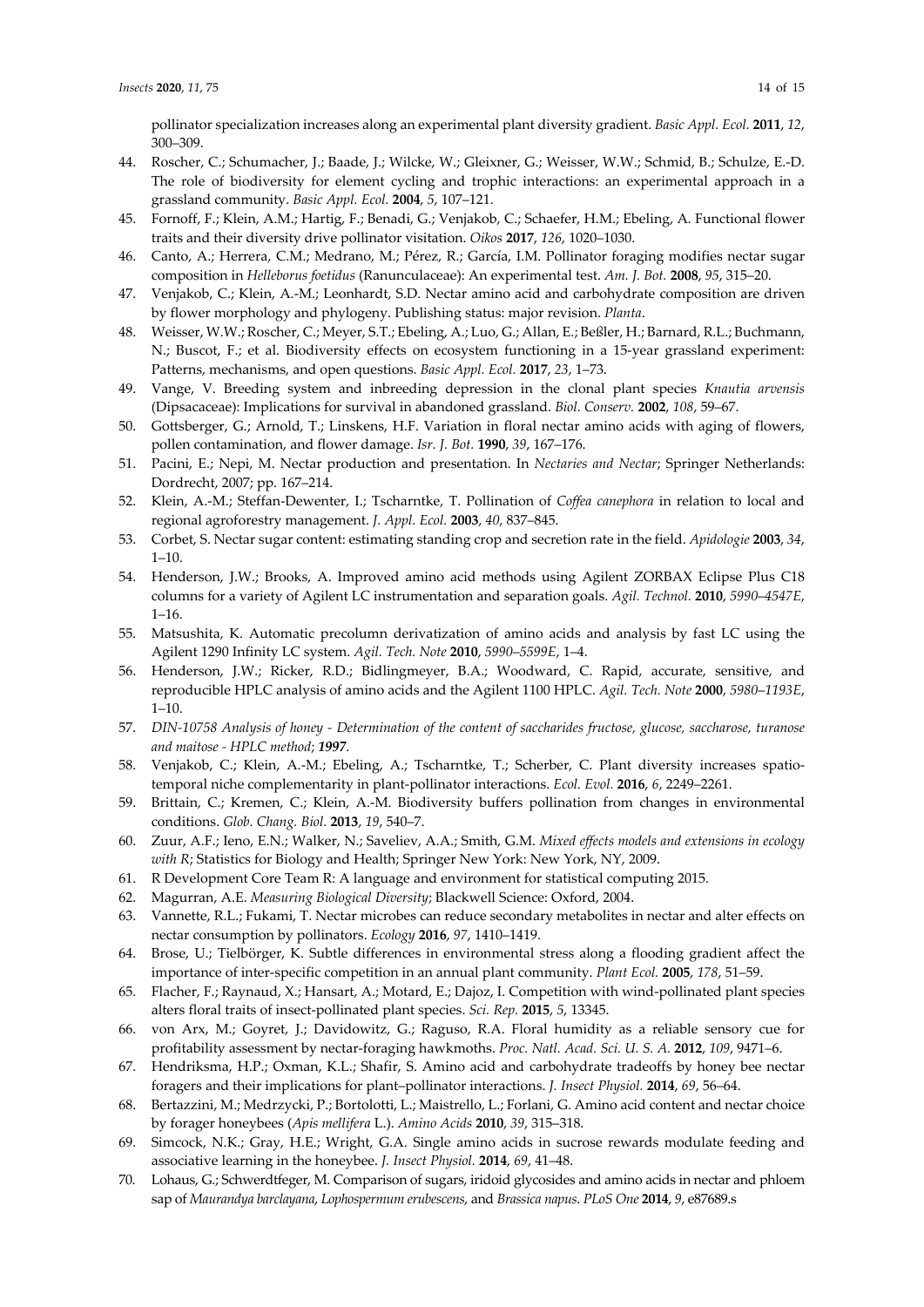pollinator specialization increases along an experimental plant diversity gradient. *Basic Appl. Ecol.* **2011**, *12*, 300–309.

44. Roscher, C.; Schumacher, J.; Baade, J.; Wilcke, W.; Gleixner, G.; Weisser, W.W.; Schmid, B.; Schulze, E.-D. The role of biodiversity for element cycling and trophic interactions: an experimental approach in a grassland community. *Basic Appl. Ecol.* **2004**, *5*, 107–121.
45. Fornoff, F.; Klein, A.M.; Hartig, F.; Benadi, G.; Venjakob, C.; Schaefer, H.M.; Ebeling, A. Functional flower traits and their diversity drive pollinator visitation. *Oikos* **2017**, *126*, 1020–1030.
46. Canto, A.; Herrera, C.M.; Medrano, M.; Pérez, R.; García, I.M. Pollinator foraging modifies nectar sugar composition in *Helleborus foetidus* (Ranunculaceae): An experimental test. *Am. J. Bot.* **2008**, *95*, 315–20.
47. Venjakob, C.; Klein, A.-M.; Leonhardt, S.D. Nectar amino acid and carbohydrate composition are driven by flower morphology and phylogeny. Publishing status: major revision. *Planta*.
48. Weisser, W.W.; Roscher, C.; Meyer, S.T.; Ebeling, A.; Luo, G.; Allan, E.; Beßler, H.; Barnard, R.L.; Buchmann, N.; Buscot, F.; et al. Biodiversity effects on ecosystem functioning in a 15-year grassland experiment: Patterns, mechanisms, and open questions. *Basic Appl. Ecol.* **2017**, *23*, 1–73.
49. Vange, V. Breeding system and inbreeding depression in the clonal plant species *Knautia arvensis* (Dipsacaceae): Implications for survival in abandoned grassland. *Biol. Conserv.* **2002**, *108*, 59–67.
50. Gottsberger, G.; Arnold, T.; Linskens, H.F. Variation in floral nectar amino acids with aging of flowers, pollen contamination, and flower damage. *Isr. J. Bot.* **1990**, *39*, 167–176.
51. Pacini, E.; Nepi, M. Nectar production and presentation. In *Nectaries and Nectar*; Springer Netherlands: Dordrecht, 2007; pp. 167–214.
52. Klein, A.-M.; Steffan-Dewenter, I.; Tscharntke, T. Pollination of *Coffea canephora* in relation to local and regional agroforestry management. *J. Appl. Ecol.* **2003**, *40*, 837–845.
53. Corbet, S. Nectar sugar content: estimating standing crop and secretion rate in the field. *Apidologie* **2003**, *34*, 1–10.
54. Henderson, J.W.; Brooks, A. Improved amino acid methods using Agilent ZORBAX Eclipse Plus C18 columns for a variety of Agilent LC instrumentation and separation goals. *Agil. Technol.* **2010**, *5990–4547E*, 1–16.
55. Matsushita, K. Automatic precolumn derivatization of amino acids and analysis by fast LC using the Agilent 1290 Infinity LC system. *Agil. Tech. Note* **2010**, *5990–5599E*, 1–4.
56. Henderson, J.W.; Ricker, R.D.; Bidlingmeyer, B.A.; Woodward, C. Rapid, accurate, sensitive, and reproducible HPLC analysis of amino acids and the Agilent 1100 HPLC. *Agil. Tech. Note* **2000**, *5980–1193E*, 1–10.
57. *DIN-10758 Analysis of honey - Determination of the content of saccharides fructose, glucose, saccharose, turanose and maitose - HPLC method*; ***1997***.
58. Venjakob, C.; Klein, A.-M.; Ebeling, A.; Tscharntke, T.; Scherber, C. Plant diversity increases spatio-temporal niche complementarity in plant-pollinator interactions. *Ecol. Evol.* **2016**, *6*, 2249–2261.
59. Brittain, C.; Kremen, C.; Klein, A.-M. Biodiversity buffers pollination from changes in environmental conditions. *Glob. Chang. Biol.* **2013**, *19*, 540–7.
60. Zuur, A.F.; Ieno, E.N.; Walker, N.; Saveliev, A.A.; Smith, G.M. *Mixed effects models and extensions in ecology with R*; Statistics for Biology and Health; Springer New York: New York, NY, 2009.
61. R Development Core Team R: A language and environment for statistical computing 2015.
62. Magurran, A.E. *Measuring Biological Diversity*; Blackwell Science: Oxford, 2004.
63. Vannette, R.L.; Fukami, T. Nectar microbes can reduce secondary metabolites in nectar and alter effects on nectar consumption by pollinators. *Ecology* **2016**, *97*, 1410–1419.
64. Brose, U.; Tielbörger, K. Subtle differences in environmental stress along a flooding gradient affect the importance of inter-specific competition in an annual plant community. *Plant Ecol.* **2005**, *178*, 51–59.
65. Flacher, F.; Raynaud, X.; Hansart, A.; Motard, E.; Dajoz, I. Competition with wind-pollinated plant species alters floral traits of insect-pollinated plant species. *Sci. Rep.* **2015**, *5*, 13345.
66. von Arx, M.; Goyret, J.; Davidowitz, G.; Raguso, R.A. Floral humidity as a reliable sensory cue for profitability assessment by nectar-foraging hawkmoths. *Proc. Natl. Acad. Sci. U. S. A.* **2012**, *109*, 9471–6.
67. Hendriksma, H.P.; Oxman, K.L.; Shafir, S. Amino acid and carbohydrate tradeoffs by honey bee nectar foragers and their implications for plant–pollinator interactions. *J. Insect Physiol.* **2014**, *69*, 56–64.
68. Bertazzini, M.; Medrzycki, P.; Bortolotti, L.; Maistrello, L.; Forlani, G. Amino acid content and nectar choice by forager honeybees (*Apis mellifera* L.). *Amino Acids* **2010**, *39*, 315–318.
69. Simcock, N.K.; Gray, H.E.; Wright, G.A. Single amino acids in sucrose rewards modulate feeding and associative learning in the honeybee. *J. Insect Physiol.* **2014**, *69*, 41–48.
70. Lohaus, G.; Schwerdtfeger, M. Comparison of sugars, iridoid glycosides and amino acids in nectar and phloem sap of *Maurandya barclayana*, *Lophospermum erubescens*, and *Brassica napus*. *PLoS One* **2014**, *9*, e87689.s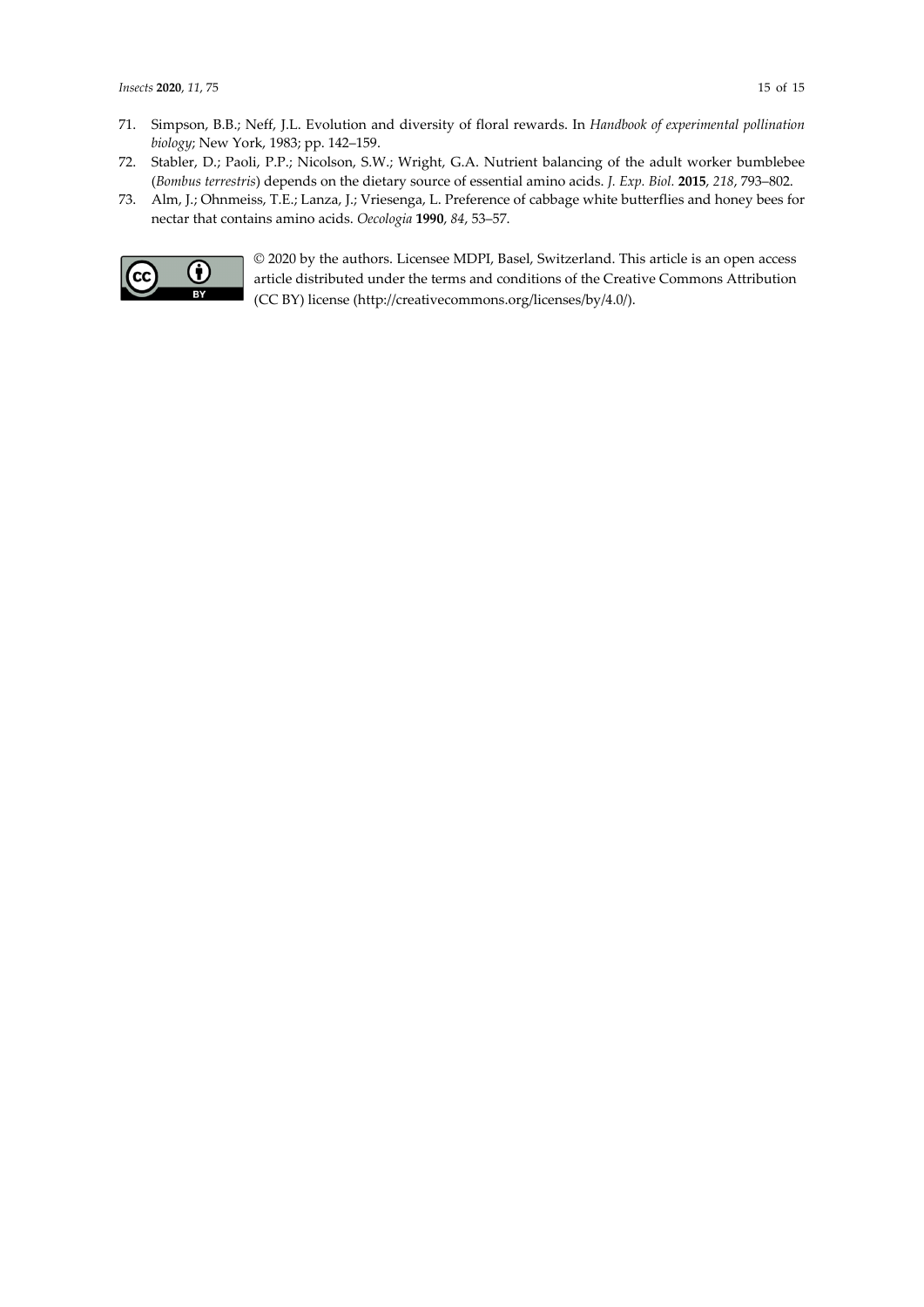71. Simpson, B.B.; Neff, J.L. Evolution and diversity of floral rewards. In *Handbook of experimental pollination biology*; New York, 1983; pp. 142–159.
72. Stabler, D.; Paoli, P.P.; Nicolson, S.W.; Wright, G.A. Nutrient balancing of the adult worker bumblebee (*Bombus terrestris*) depends on the dietary source of essential amino acids. *J. Exp. Biol.* **2015**, *218*, 793–802.
73. Alm, J.; Ohnmeiss, T.E.; Lanza, J.; Vriesenga, L. Preference of cabbage white butterflies and honey bees for nectar that contains amino acids. *Oecologia* **1990**, *84*, 53–57.

© 2020 by the authors. Licensee MDPI, Basel, Switzerland. This article is an open access article distributed under the terms and conditions of the Creative Commons Attribution (CC BY) license (http://creativecommons.org/licenses/by/4.0/).